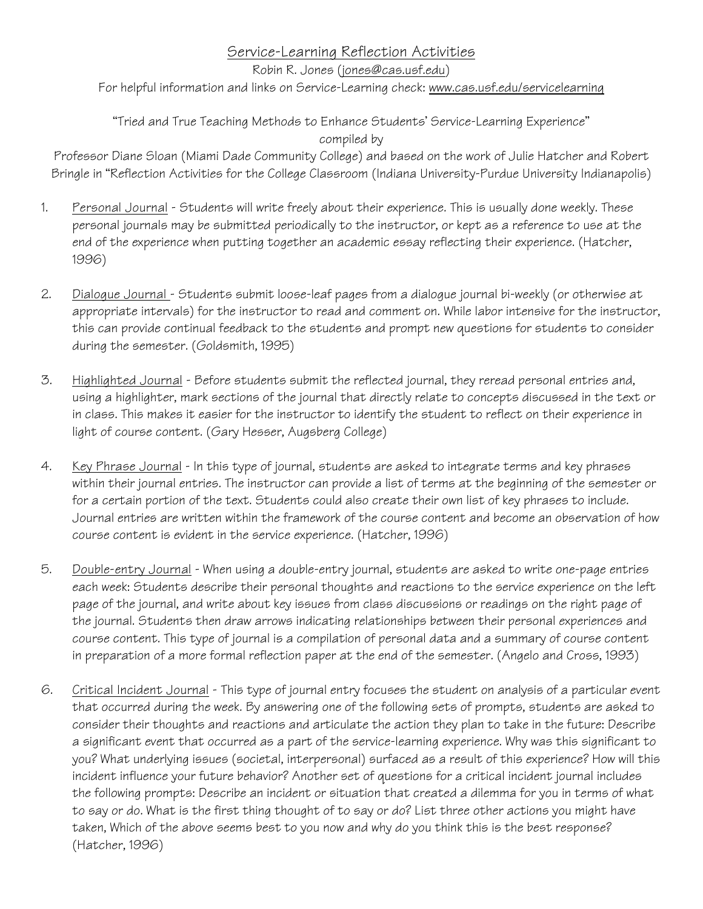# Service-Learning Reflection Activities

Robin R. Jones (jones@cas.usf.edu)

For helpful information and links on Service-Learning check: www.cas.usf.edu/servicelearning

"Tried and True Teaching Methods to Enhance Students' Service-Learning Experience" compiled by Professor Diane Sloan (Miami Dade Community College) and based on the work of Julie Hatcher and Robert Bringle in "Reflection Activities for the College Classroom (Indiana University-Purdue University Indianapolis)

1. Personal Journal - Students will write freely about their experience. This is usually done weekly. These personal journals may be submitted periodically to the instructor, or kept as a reference to use at the end of the experience when putting together an academic essay reflecting their experience. (Hatcher, 1996)

2. Dialogue Journal - Students submit loose-leaf pages from a dialogue journal bi-weekly (or otherwise at appropriate intervals) for the instructor to read and comment on. While labor intensive for the instructor, this can provide continual feedback to the students and prompt new questions for students to consider during the semester. (Goldsmith, 1995)

3. Highlighted Journal - Before students submit the reflected journal, they reread personal entries and, using a highlighter, mark sections of the journal that directly relate to concepts discussed in the text or in class. This makes it easier for the instructor to identify the student to reflect on their experience in light of course content. (Gary Hesser, Augsberg College)

4. Key Phrase Journal - In this type of journal, students are asked to integrate terms and key phrases within their journal entries. The instructor can provide a list of terms at the beginning of the semester or for a certain portion of the text. Students could also create their own list of key phrases to include. Journal entries are written within the framework of the course content and become an observation of how course content is evident in the service experience. (Hatcher, 1996)

5. Double-entry Journal - When using a double-entry journal, students are asked to write one-page entries each week: Students describe their personal thoughts and reactions to the service experience on the left page of the journal, and write about key issues from class discussions or readings on the right page of the journal. Students then draw arrows indicating relationships between their personal experiences and course content. This type of journal is a compilation of personal data and a summary of course content in preparation of a more formal reflection paper at the end of the semester. (Angelo and Cross, 1993)

6. Critical Incident Journal - This type of journal entry focuses the student on analysis of a particular event that occurred during the week. By answering one of the following sets of prompts, students are asked to consider their thoughts and reactions and articulate the action they plan to take in the future: Describe a significant event that occurred as a part of the service-learning experience. Why was this significant to you? What underlying issues (societal, interpersonal) surfaced as a result of this experience? How will this incident influence your future behavior? Another set of questions for a critical incident journal includes the following prompts: Describe an incident or situation that created a dilemma for you in terms of what to say or do. What is the first thing thought of to say or do? List three other actions you might have taken, Which of the above seems best to you now and why do you think this is the best response? (Hatcher, 1996)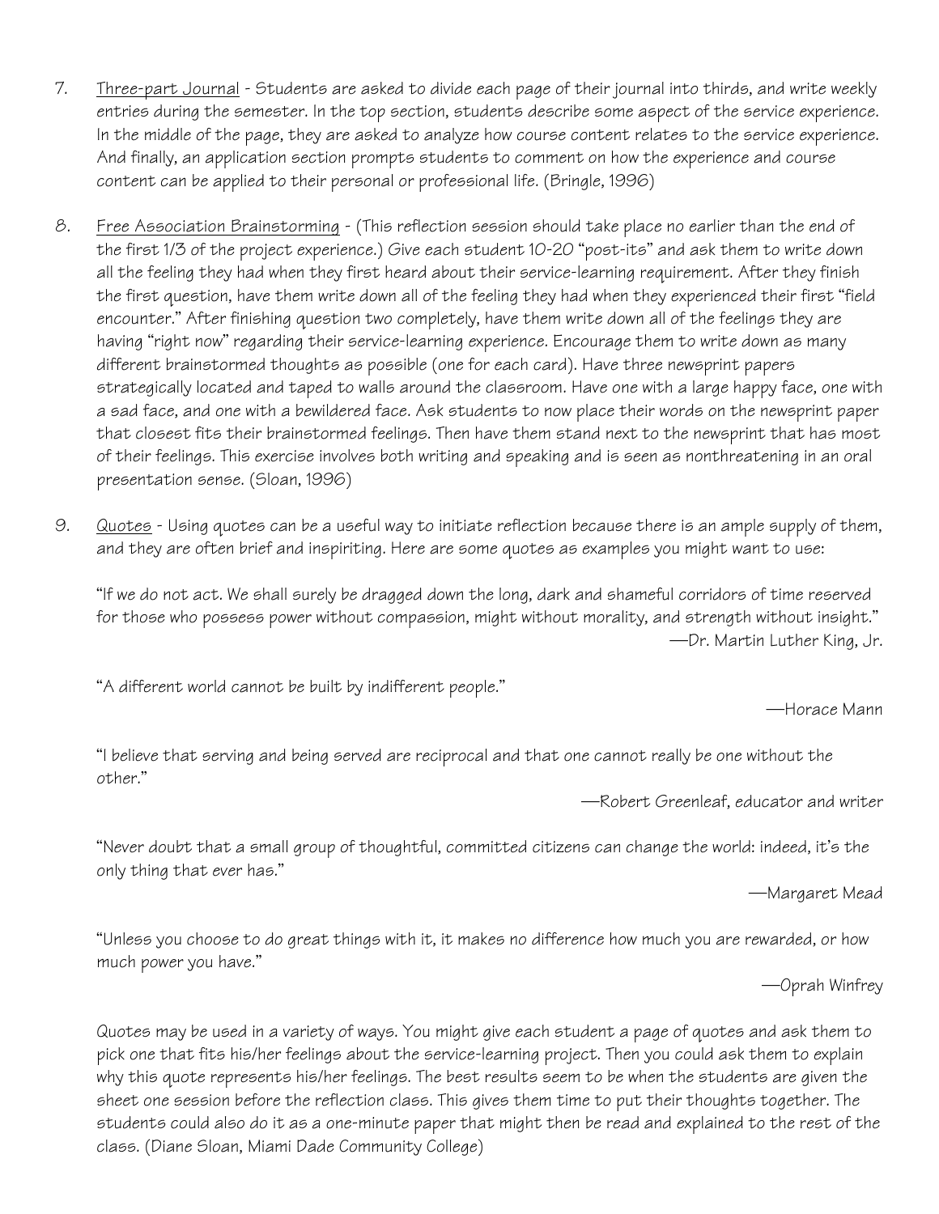7. <u>Three-part Journal</u> - Students are asked to divide each page of their journal into thirds, and write weekly entries during the semester. In the top section, students describe some aspect of the service experience. In the middle of the page, they are asked to analyze how course content relates to the service experience. And finally, an application section prompts students to comment on how the experience and course content can be applied to their personal or professional life. (Bringle, 1996)

8. <u>Free Association Brainstorming</u> - (This reflection session should take place no earlier than the end of the first 1/3 of the project experience.) Give each student 10-20 "post-its" and ask them to write down all the feeling they had when they first heard about their service-learning requirement. After they finish the first question, have them write down all of the feeling they had when they experienced their first "field encounter." After finishing question two completely, have them write down all of the feelings they are having "right now" regarding their service-learning experience. Encourage them to write down as many different brainstormed thoughts as possible (one for each card). Have three newsprint papers strategically located and taped to walls around the classroom. Have one with a large happy face, one with a sad face, and one with a bewildered face. Ask students to now place their words on the newsprint paper that closest fits their brainstormed feelings. Then have them stand next to the newsprint that has most of their feelings. This exercise involves both writing and speaking and is seen as nonthreatening in an oral presentation sense. (Sloan, 1996)

9. <u>Quotes</u> - Using quotes can be a useful way to initiate reflection because there is an ample supply of them, and they are often brief and inspiriting. Here are some quotes as examples you might want to use:

   "If we do not act. We shall surely be dragged down the long, dark and shameful corridors of time reserved for those who possess power without compassion, might without morality, and strength without insight."
   —Dr. Martin Luther King, Jr.

   "A different world cannot be built by indifferent people."
   —Horace Mann

   "I believe that serving and being served are reciprocal and that one cannot really be one without the other."
   —Robert Greenleaf, educator and writer

   "Never doubt that a small group of thoughtful, committed citizens can change the world: indeed, it's the only thing that ever has."
   —Margaret Mead

   "Unless you choose to do great things with it, it makes no difference how much you are rewarded, or how much power you have."
   —Oprah Winfrey

   Quotes may be used in a variety of ways. You might give each student a page of quotes and ask them to pick one that fits his/her feelings about the service-learning project. Then you could ask them to explain why this quote represents his/her feelings. The best results seem to be when the students are given the sheet one session before the reflection class. This gives them time to put their thoughts together. The students could also do it as a one-minute paper that might then be read and explained to the rest of the class. (Diane Sloan, Miami Dade Community College)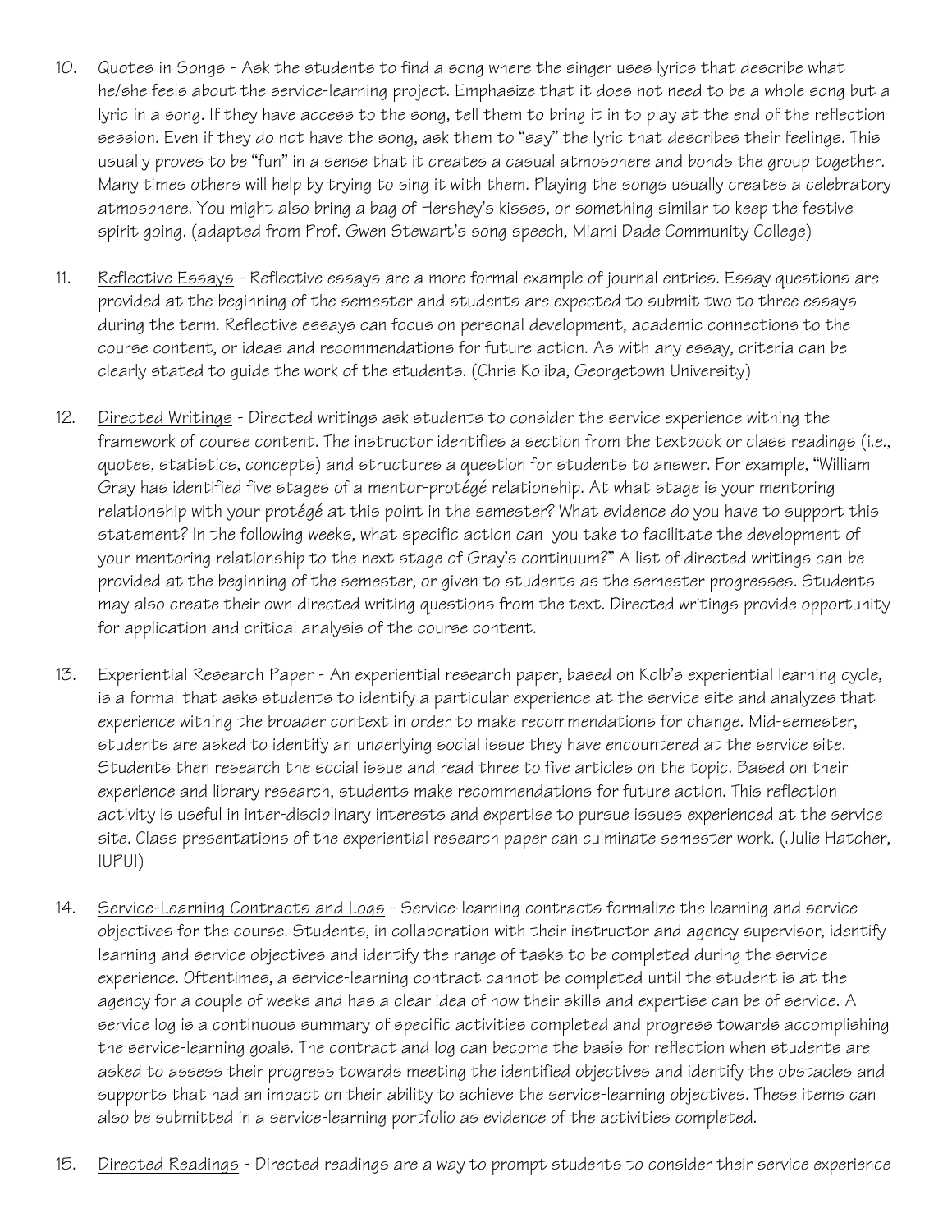10. <u>Quotes in Songs</u> - Ask the students to find a song where the singer uses lyrics that describe what he/she feels about the service-learning project. Emphasize that it does not need to be a whole song but a lyric in a song. If they have access to the song, tell them to bring it in to play at the end of the reflection session. Even if they do not have the song, ask them to "say" the lyric that describes their feelings. This usually proves to be "fun" in a sense that it creates a casual atmosphere and bonds the group together. Many times others will help by trying to sing it with them. Playing the songs usually creates a celebratory atmosphere. You might also bring a bag of Hershey's kisses, or something similar to keep the festive spirit going. (adapted from Prof. Gwen Stewart's song speech, Miami Dade Community College)

11. <u>Reflective Essays</u> - Reflective essays are a more formal example of journal entries. Essay questions are provided at the beginning of the semester and students are expected to submit two to three essays during the term. Reflective essays can focus on personal development, academic connections to the course content, or ideas and recommendations for future action. As with any essay, criteria can be clearly stated to guide the work of the students. (Chris Koliba, Georgetown University)

12. <u>Directed Writings</u> - Directed writings ask students to consider the service experience withing the framework of course content. The instructor identifies a section from the textbook or class readings (i.e., quotes, statistics, concepts) and structures a question for students to answer. For example, "William Gray has identified five stages of a mentor-protégé relationship. At what stage is your mentoring relationship with your protégé at this point in the semester? What evidence do you have to support this statement? In the following weeks, what specific action can you take to facilitate the development of your mentoring relationship to the next stage of Gray's continuum?" A list of directed writings can be provided at the beginning of the semester, or given to students as the semester progresses. Students may also create their own directed writing questions from the text. Directed writings provide opportunity for application and critical analysis of the course content.

13. <u>Experiential Research Paper</u> - An experiential research paper, based on Kolb's experiential learning cycle, is a formal that asks students to identify a particular experience at the service site and analyzes that experience withing the broader context in order to make recommendations for change. Mid-semester, students are asked to identify an underlying social issue they have encountered at the service site. Students then research the social issue and read three to five articles on the topic. Based on their experience and library research, students make recommendations for future action. This reflection activity is useful in inter-disciplinary interests and expertise to pursue issues experienced at the service site. Class presentations of the experiential research paper can culminate semester work. (Julie Hatcher, IUPUI)

14. <u>Service-Learning Contracts and Logs</u> - Service-learning contracts formalize the learning and service objectives for the course. Students, in collaboration with their instructor and agency supervisor, identify learning and service objectives and identify the range of tasks to be completed during the service experience. Oftentimes, a service-learning contract cannot be completed until the student is at the agency for a couple of weeks and has a clear idea of how their skills and expertise can be of service. A service log is a continuous summary of specific activities completed and progress towards accomplishing the service-learning goals. The contract and log can become the basis for reflection when students are asked to assess their progress towards meeting the identified objectives and identify the obstacles and supports that had an impact on their ability to achieve the service-learning objectives. These items can also be submitted in a service-learning portfolio as evidence of the activities completed.

15. <u>Directed Readings</u> - Directed readings are a way to prompt students to consider their service experience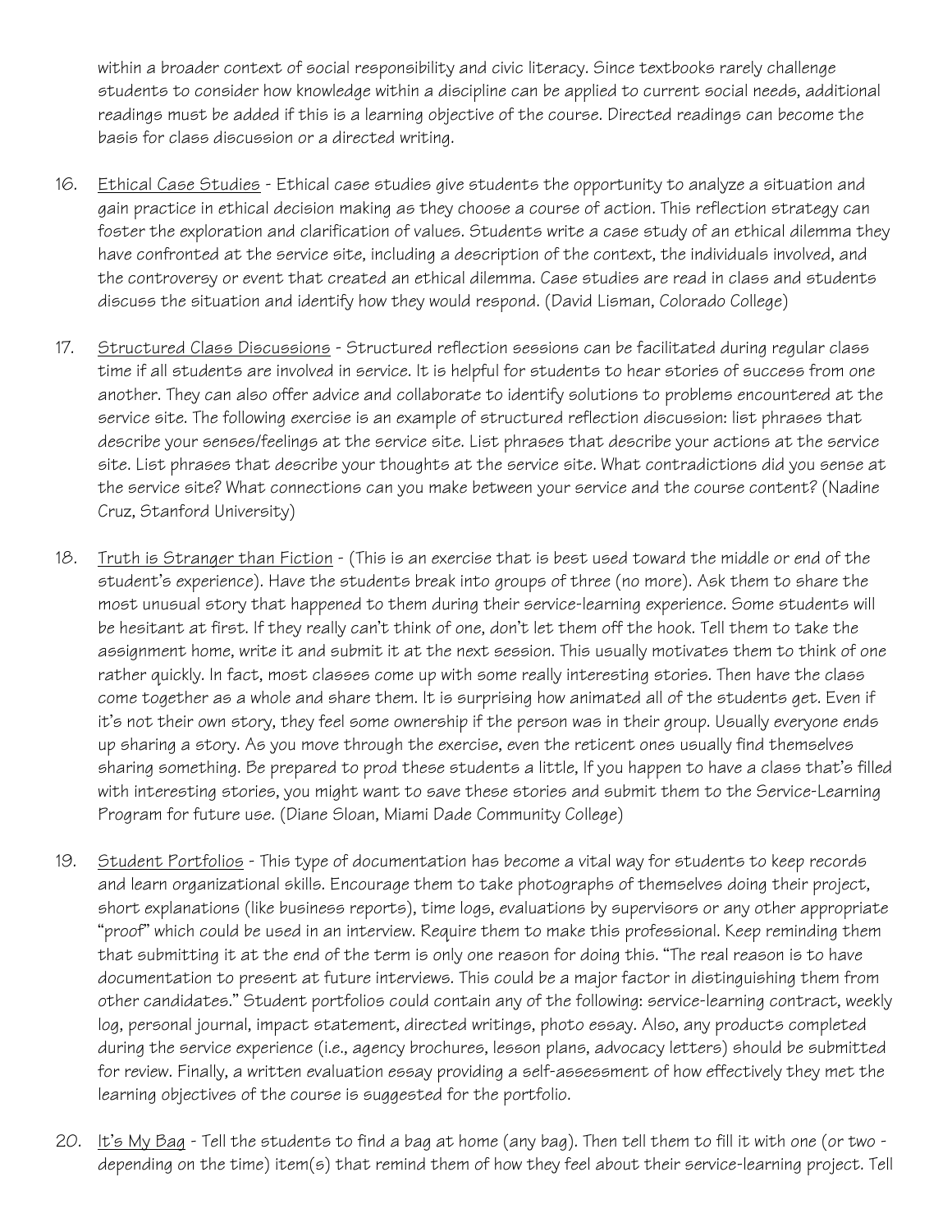within a broader context of social responsibility and civic literacy. Since textbooks rarely challenge students to consider how knowledge within a discipline can be applied to current social needs, additional readings must be added if this is a learning objective of the course. Directed readings can become the basis for class discussion or a directed writing.

16. Ethical Case Studies - Ethical case studies give students the opportunity to analyze a situation and gain practice in ethical decision making as they choose a course of action. This reflection strategy can foster the exploration and clarification of values. Students write a case study of an ethical dilemma they have confronted at the service site, including a description of the context, the individuals involved, and the controversy or event that created an ethical dilemma. Case studies are read in class and students discuss the situation and identify how they would respond. (David Lisman, Colorado College)

17. Structured Class Discussions - Structured reflection sessions can be facilitated during regular class time if all students are involved in service. It is helpful for students to hear stories of success from one another. They can also offer advice and collaborate to identify solutions to problems encountered at the service site. The following exercise is an example of structured reflection discussion: list phrases that describe your senses/feelings at the service site. List phrases that describe your actions at the service site. List phrases that describe your thoughts at the service site. What contradictions did you sense at the service site? What connections can you make between your service and the course content? (Nadine Cruz, Stanford University)

18. Truth is Stranger than Fiction - (This is an exercise that is best used toward the middle or end of the student's experience). Have the students break into groups of three (no more). Ask them to share the most unusual story that happened to them during their service-learning experience. Some students will be hesitant at first. If they really can't think of one, don't let them off the hook. Tell them to take the assignment home, write it and submit it at the next session. This usually motivates them to think of one rather quickly. In fact, most classes come up with some really interesting stories. Then have the class come together as a whole and share them. It is surprising how animated all of the students get. Even if it's not their own story, they feel some ownership if the person was in their group. Usually everyone ends up sharing a story. As you move through the exercise, even the reticent ones usually find themselves sharing something. Be prepared to prod these students a little, If you happen to have a class that's filled with interesting stories, you might want to save these stories and submit them to the Service-Learning Program for future use. (Diane Sloan, Miami Dade Community College)

19. Student Portfolios - This type of documentation has become a vital way for students to keep records and learn organizational skills. Encourage them to take photographs of themselves doing their project, short explanations (like business reports), time logs, evaluations by supervisors or any other appropriate "proof" which could be used in an interview. Require them to make this professional. Keep reminding them that submitting it at the end of the term is only one reason for doing this. "The real reason is to have documentation to present at future interviews. This could be a major factor in distinguishing them from other candidates." Student portfolios could contain any of the following: service-learning contract, weekly log, personal journal, impact statement, directed writings, photo essay. Also, any products completed during the service experience (i.e., agency brochures, lesson plans, advocacy letters) should be submitted for review. Finally, a written evaluation essay providing a self-assessment of how effectively they met the learning objectives of the course is suggested for the portfolio.

20. It's My Bag - Tell the students to find a bag at home (any bag). Then tell them to fill it with one (or two - depending on the time) item(s) that remind them of how they feel about their service-learning project. Tell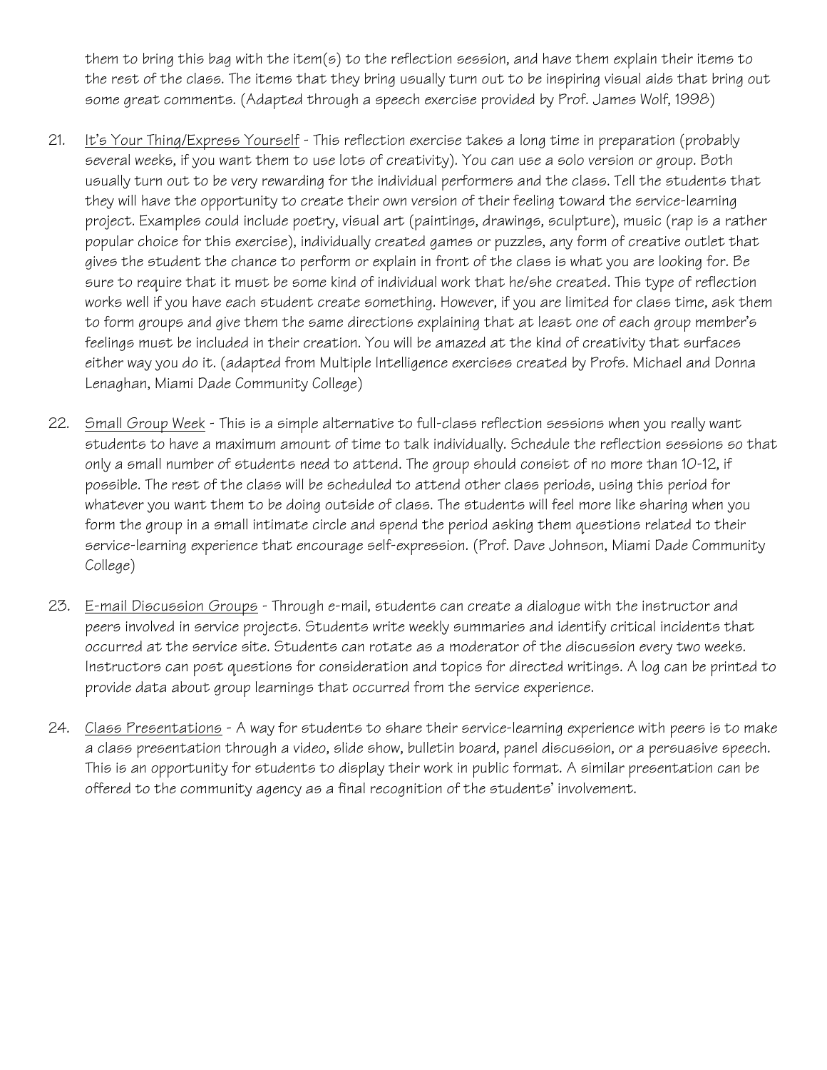them to bring this bag with the item(s) to the reflection session, and have them explain their items to the rest of the class. The items that they bring usually turn out to be inspiring visual aids that bring out some great comments. (Adapted through a speech exercise provided by Prof. James Wolf, 1998)

21. It's Your Thing/Express Yourself - This reflection exercise takes a long time in preparation (probably several weeks, if you want them to use lots of creativity). You can use a solo version or group. Both usually turn out to be very rewarding for the individual performers and the class. Tell the students that they will have the opportunity to create their own version of their feeling toward the service-learning project. Examples could include poetry, visual art (paintings, drawings, sculpture), music (rap is a rather popular choice for this exercise), individually created games or puzzles, any form of creative outlet that gives the student the chance to perform or explain in front of the class is what you are looking for. Be sure to require that it must be some kind of individual work that he/she created. This type of reflection works well if you have each student create something. However, if you are limited for class time, ask them to form groups and give them the same directions explaining that at least one of each group member's feelings must be included in their creation. You will be amazed at the kind of creativity that surfaces either way you do it. (adapted from Multiple Intelligence exercises created by Profs. Michael and Donna Lenaghan, Miami Dade Community College)

22. Small Group Week - This is a simple alternative to full-class reflection sessions when you really want students to have a maximum amount of time to talk individually. Schedule the reflection sessions so that only a small number of students need to attend. The group should consist of no more than 10-12, if possible. The rest of the class will be scheduled to attend other class periods, using this period for whatever you want them to be doing outside of class. The students will feel more like sharing when you form the group in a small intimate circle and spend the period asking them questions related to their service-learning experience that encourage self-expression. (Prof. Dave Johnson, Miami Dade Community College)

23. E-mail Discussion Groups - Through e-mail, students can create a dialogue with the instructor and peers involved in service projects. Students write weekly summaries and identify critical incidents that occurred at the service site. Students can rotate as a moderator of the discussion every two weeks. Instructors can post questions for consideration and topics for directed writings. A log can be printed to provide data about group learnings that occurred from the service experience.

24. Class Presentations - A way for students to share their service-learning experience with peers is to make a class presentation through a video, slide show, bulletin board, panel discussion, or a persuasive speech. This is an opportunity for students to display their work in public format. A similar presentation can be offered to the community agency as a final recognition of the students' involvement.